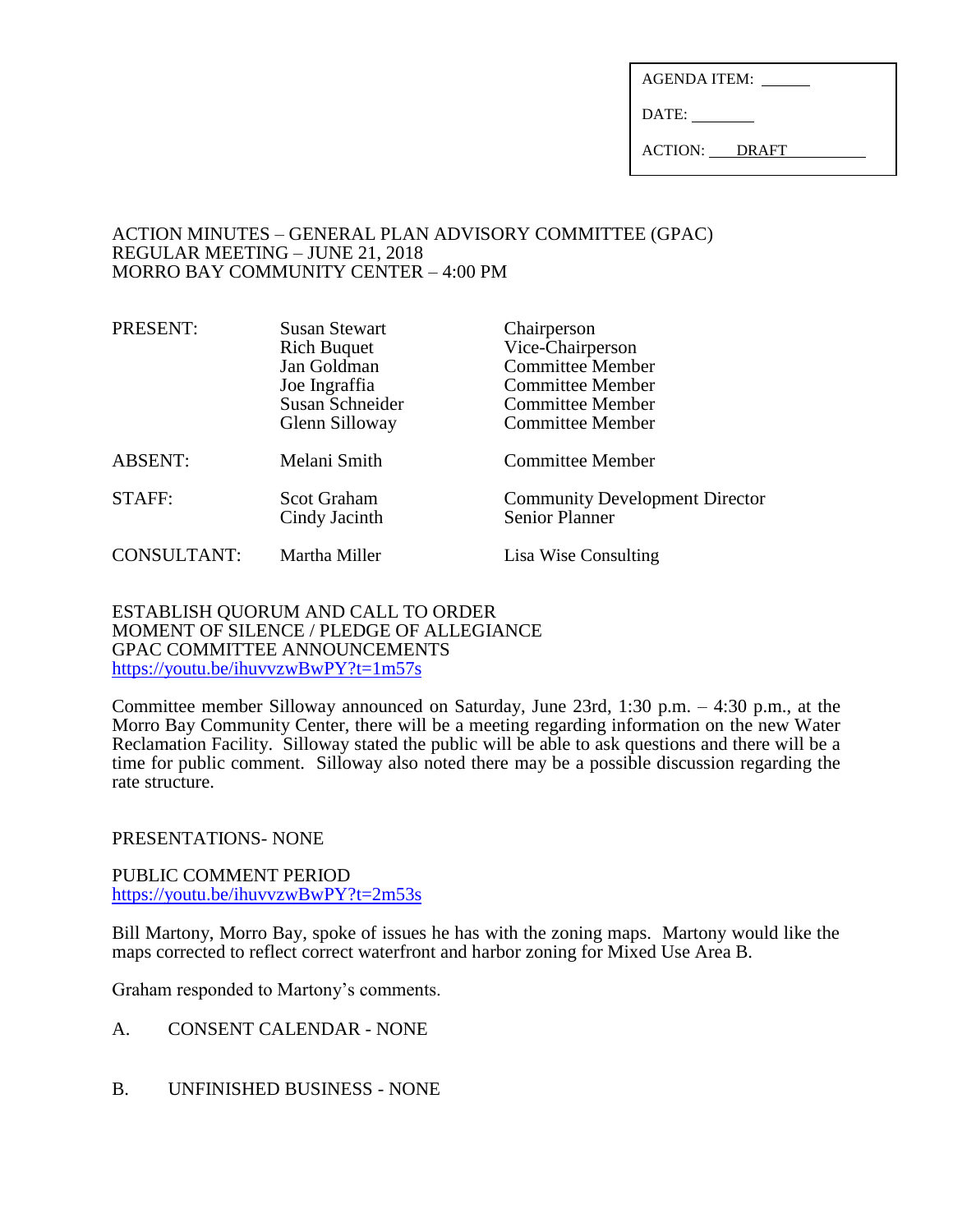| AGENDA ITEM: |
| --- |
| DATE: |
| ACTION: DRAFT |

# ACTION MINUTES – GENERAL PLAN ADVISORY COMMITTEE (GPAC)
## REGULAR MEETING – JUNE 21, 2018
## MORRO BAY COMMUNITY CENTER – 4:00 PM

| | | |
| --- | --- | --- |
| PRESENT: | Susan Stewart | Chairperson |
| | Rich Buquet | Vice-Chairperson |
| | Jan Goldman | Committee Member |
| | Joe Ingraffia | Committee Member |
| | Susan Schneider | Committee Member |
| | Glenn Silloway | Committee Member |
| ABSENT: | Melani Smith | Committee Member |
| STAFF: | Scot Graham | Community Development Director |
| | Cindy Jacinth | Senior Planner |
| CONSULTANT: | Martha Miller | Lisa Wise Consulting |

ESTABLISH QUORUM AND CALL TO ORDER
MOMENT OF SILENCE / PLEDGE OF ALLEGIANCE
GPAC COMMITTEE ANNOUNCEMENTS
https://youtu.be/ihuvvzwBwPY?t=1m57s

Committee member Silloway announced on Saturday, June 23rd, 1:30 p.m. – 4:30 p.m., at the Morro Bay Community Center, there will be a meeting regarding information on the new Water Reclamation Facility. Silloway stated the public will be able to ask questions and there will be a time for public comment. Silloway also noted there may be a possible discussion regarding the rate structure.

PRESENTATIONS- NONE

PUBLIC COMMENT PERIOD
https://youtu.be/ihuvvzwBwPY?t=2m53s

Bill Martony, Morro Bay, spoke of issues he has with the zoning maps. Martony would like the maps corrected to reflect correct waterfront and harbor zoning for Mixed Use Area B.

Graham responded to Martony's comments.

A. CONSENT CALENDAR - NONE

B. UNFINISHED BUSINESS - NONE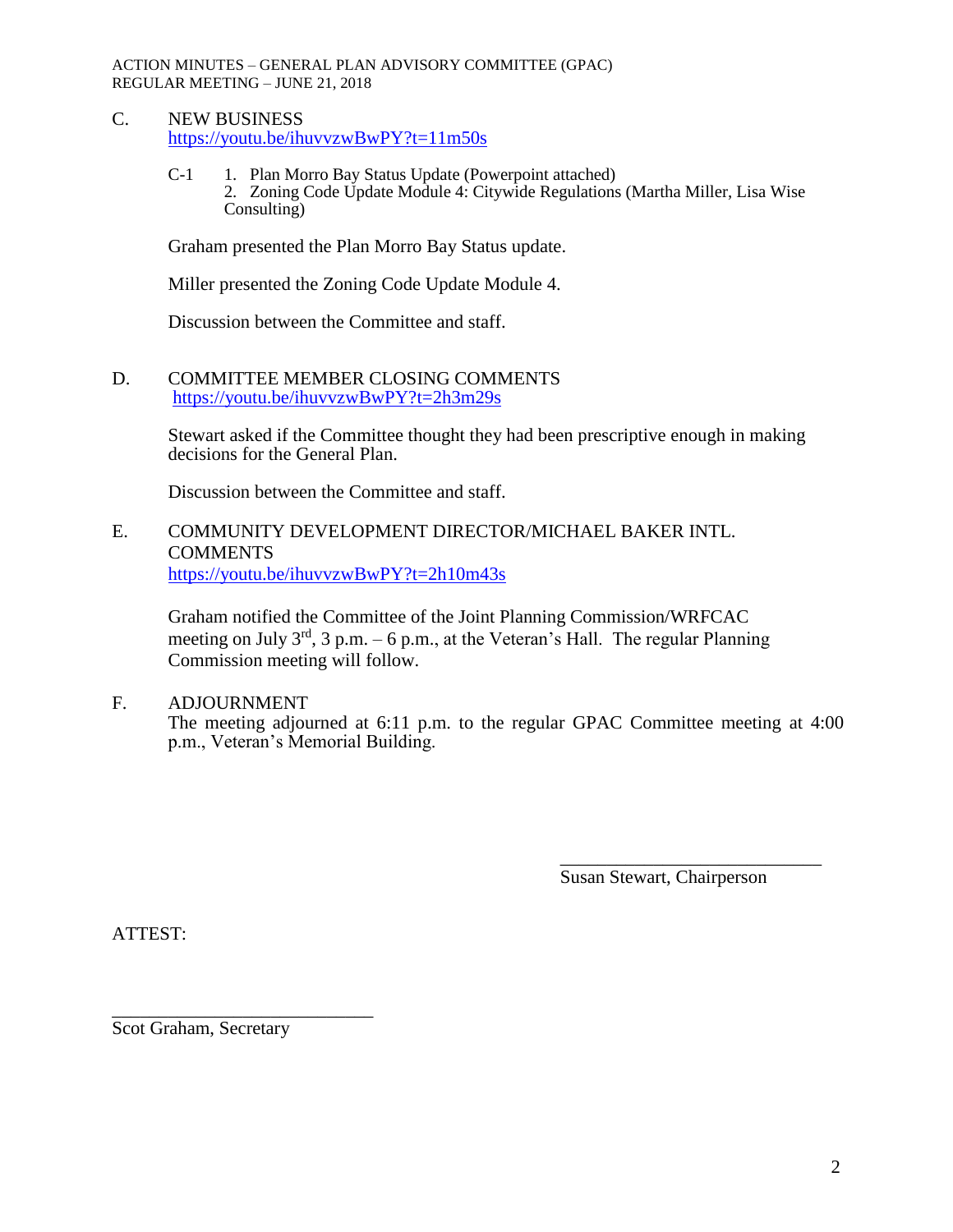C. NEW BUSINESS
https://youtu.be/ihuvvzwBwPY?t=11m50s

C-1 1. Plan Morro Bay Status Update (Powerpoint attached)
2. Zoning Code Update Module 4: Citywide Regulations (Martha Miller, Lisa Wise Consulting)

Graham presented the Plan Morro Bay Status update.

Miller presented the Zoning Code Update Module 4.

Discussion between the Committee and staff.

D. COMMITTEE MEMBER CLOSING COMMENTS
https://youtu.be/ihuvvzwBwPY?t=2h3m29s

Stewart asked if the Committee thought they had been prescriptive enough in making decisions for the General Plan.

Discussion between the Committee and staff.

E. COMMUNITY DEVELOPMENT DIRECTOR/MICHAEL BAKER INTL. COMMENTS
https://youtu.be/ihuvvzwBwPY?t=2h10m43s

Graham notified the Committee of the Joint Planning Commission/WRFCAC meeting on July 3rd, 3 p.m. – 6 p.m., at the Veteran's Hall. The regular Planning Commission meeting will follow.

F. ADJOURNMENT
The meeting adjourned at 6:11 p.m. to the regular GPAC Committee meeting at 4:00 p.m., Veteran's Memorial Building.

\_\_\_\_\_\_\_\_\_\_\_\_\_\_\_\_\_\_\_\_\_\_\_\_\_\_\_\_
Susan Stewart, Chairperson

ATTEST:

\_\_\_\_\_\_\_\_\_\_\_\_\_\_\_\_\_\_\_\_\_\_\_\_\_\_\_\_
Scot Graham, Secretary